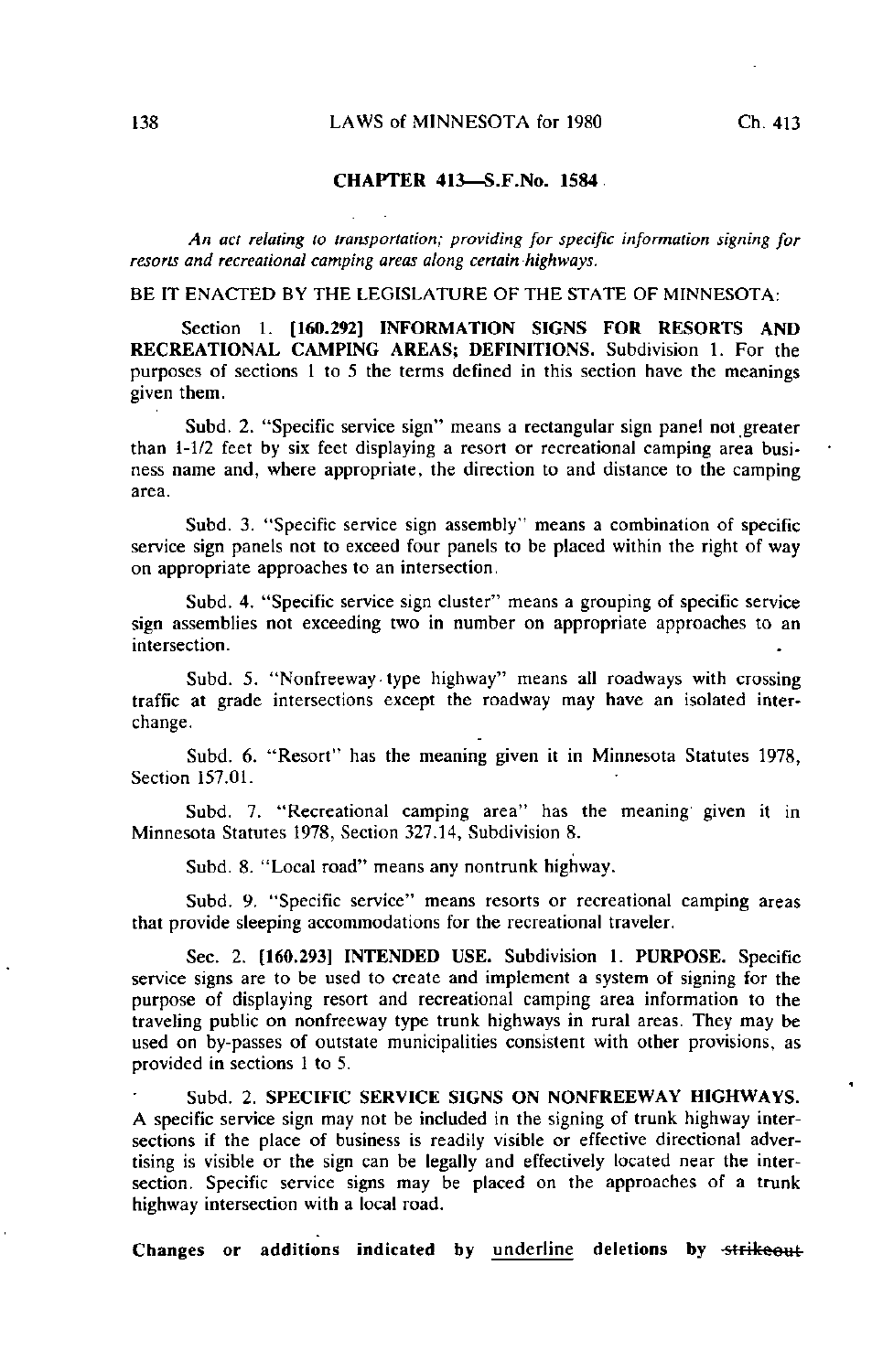## CHAPTER 413—S.F.No. 1584

*An act relating to transportation; providing for specific information signing for resorts and recreational camping areas along certain highways.*

BE IT ENACTED BY THE LEGISLATURE OF THE STATE OF MINNESOTA:

Section 1. **[160.292] INFORMATION SIGNS FOR RESORTS AND RECREATIONAL CAMPING AREAS; DEFINITIONS.** Subdivision 1. For the purposes of sections 1 to 5 the terms defined in this section have the meanings given them.

Subd. 2. "Specific service sign" means a rectangular sign panel not greater than 1-1/2 feet by six feet displaying a resort or recreational camping area business name and, where appropriate, the direction to and distance to the camping area.

Subd. 3. "Specific service sign assembly" means a combination of specific service sign panels not to exceed four panels to be placed within the right of way on appropriate approaches to an intersection.

Subd. 4. "Specific service sign cluster" means a grouping of specific service sign assemblies not exceeding two in number on appropriate approaches to an intersection.

Subd. 5. "Nonfreeway type highway" means all roadways with crossing traffic at grade intersections except the roadway may have an isolated interchange.

Subd. 6. "Resort" has the meaning given it in Minnesota Statutes 1978, Section 157.01.

Subd. 7. "Recreational camping area" has the meaning given it in Minnesota Statutes 1978, Section 327.14, Subdivision 8.

Subd. 8. "Local road" means any nontrunk highway.

Subd. 9. "Specific service" means resorts or recreational camping areas that provide sleeping accommodations for the recreational traveler.

Sec. 2. **[160.293] INTENDED USE.** Subdivision 1. **PURPOSE.** Specific service signs are to be used to create and implement a system of signing for the purpose of displaying resort and recreational camping area information to the traveling public on nonfreeway type trunk highways in rural areas. They may be used on by-passes of outstate municipalities consistent with other provisions, as provided in sections 1 to 5.

Subd. 2. **SPECIFIC SERVICE SIGNS ON NONFREEWAY HIGHWAYS.** A specific service sign may not be included in the signing of trunk highway intersections if the place of business is readily visible or effective directional advertising is visible or the sign can be legally and effectively located near the intersection. Specific service signs may be placed on the approaches of a trunk highway intersection with a local road.

**Changes or additions indicated by** <u>underline</u> **deletions by** ~~strikeout~~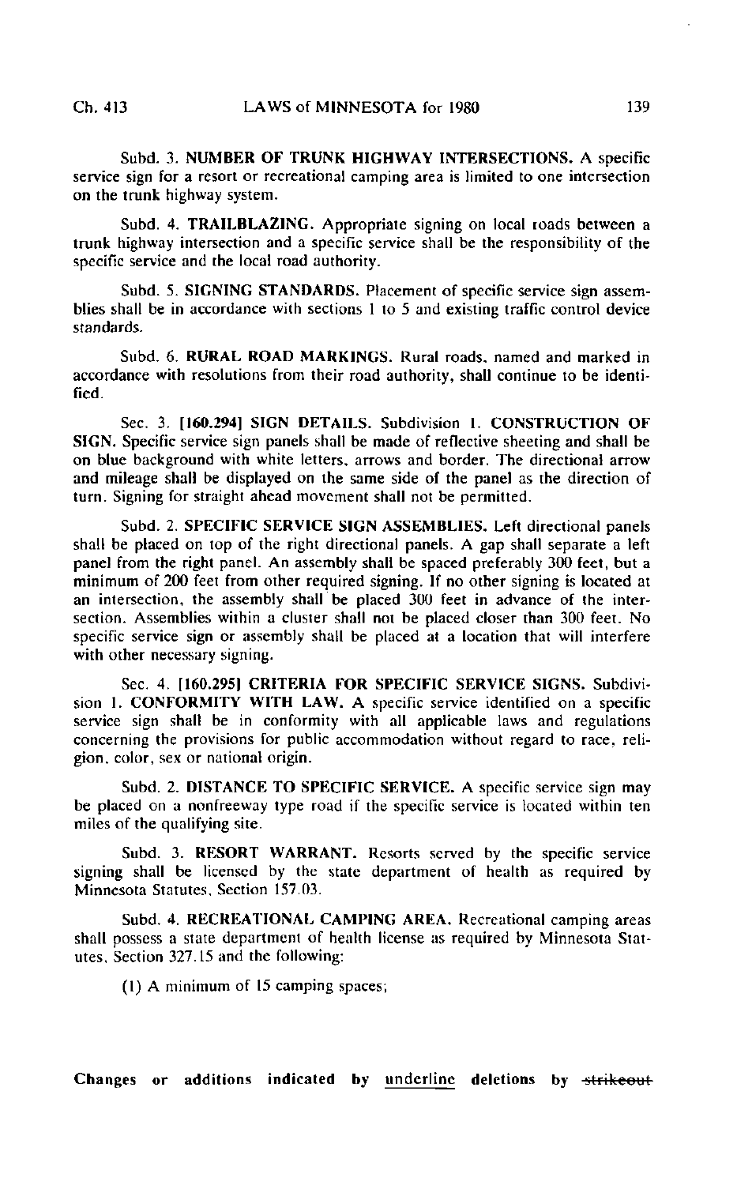Subd. 3. **NUMBER OF TRUNK HIGHWAY INTERSECTIONS.** A specific service sign for a resort or recreational camping area is limited to one intersection on the trunk highway system.

Subd. 4. **TRAILBLAZING.** Appropriate signing on local roads between a trunk highway intersection and a specific service shall be the responsibility of the specific service and the local road authority.

Subd. 5. **SIGNING STANDARDS.** Placement of specific service sign assemblies shall be in accordance with sections 1 to 5 and existing traffic control device standards.

Subd. 6. **RURAL ROAD MARKINGS.** Rural roads, named and marked in accordance with resolutions from their road authority, shall continue to be identified.

Sec. 3. **[160.294] SIGN DETAILS.** Subdivision 1. **CONSTRUCTION OF SIGN.** Specific service sign panels shall be made of reflective sheeting and shall be on blue background with white letters, arrows and border. The directional arrow and mileage shall be displayed on the same side of the panel as the direction of turn. Signing for straight ahead movement shall not be permitted.

Subd. 2. **SPECIFIC SERVICE SIGN ASSEMBLIES.** Left directional panels shall be placed on top of the right directional panels. A gap shall separate a left panel from the right panel. An assembly shall be spaced preferably 300 feet, but a minimum of 200 feet from other required signing. If no other signing is located at an intersection, the assembly shall be placed 300 feet in advance of the intersection. Assemblies within a cluster shall not be placed closer than 300 feet. No specific service sign or assembly shall be placed at a location that will interfere with other necessary signing.

Sec. 4. **[160.295] CRITERIA FOR SPECIFIC SERVICE SIGNS.** Subdivision 1. **CONFORMITY WITH LAW.** A specific service identified on a specific service sign shall be in conformity with all applicable laws and regulations concerning the provisions for public accommodation without regard to race, religion, color, sex or national origin.

Subd. 2. **DISTANCE TO SPECIFIC SERVICE.** A specific service sign may be placed on a nonfreeway type road if the specific service is located within ten miles of the qualifying site.

Subd. 3. **RESORT WARRANT.** Resorts served by the specific service signing shall be licensed by the state department of health as required by Minnesota Statutes, Section 157.03.

Subd. 4. **RECREATIONAL CAMPING AREA.** Recreational camping areas shall possess a state department of health license as required by Minnesota Statutes, Section 327.15 and the following:

(1) A minimum of 15 camping spaces;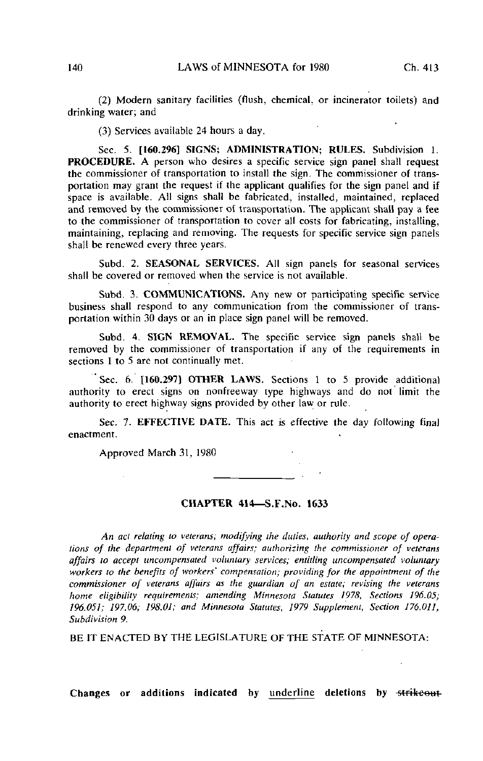(2) Modern sanitary facilities (flush, chemical, or incinerator toilets) and drinking water; and

(3) Services available 24 hours a day.

Sec. 5. **[160.296] SIGNS; ADMINISTRATION; RULES.** Subdivision 1. **PROCEDURE.** A person who desires a specific service sign panel shall request the commissioner of transportation to install the sign. The commissioner of transportation may grant the request if the applicant qualifies for the sign panel and if space is available. All signs shall be fabricated, installed, maintained, replaced and removed by the commissioner of transportation. The applicant shall pay a fee to the commissioner of transportation to cover all costs for fabricating, installing, maintaining, replacing and removing. The requests for specific service sign panels shall be renewed every three years.

Subd. 2. **SEASONAL SERVICES.** All sign panels for seasonal services shall be covered or removed when the service is not available.

Subd. 3. **COMMUNICATIONS.** Any new or participating specific service business shall respond to any communication from the commissioner of transportation within 30 days or an in place sign panel will be removed.

Subd. 4. **SIGN REMOVAL.** The specific service sign panels shall be removed by the commissioner of transportation if any of the requirements in sections 1 to 5 are not continually met.

Sec. 6. **[160.297] OTHER LAWS.** Sections 1 to 5 provide additional authority to erect signs on nonfreeway type highways and do not limit the authority to erect highway signs provided by other law or rule.

Sec. 7. **EFFECTIVE DATE.** This act is effective the day following final enactment.

Approved March 31, 1980

---

## CHAPTER 414—S.F.No. 1633

*An act relating to veterans; modifying the duties, authority and scope of operations of the department of veterans affairs; authorizing the commissioner of veterans affairs to accept uncompensated voluntary services; entitling uncompensated voluntary workers to the benefits of workers' compensation; providing for the appointment of the commissioner of veterans affairs as the guardian of an estate; revising the veterans home eligibility requirements; amending Minnesota Statutes 1978, Sections 196.05; 196.051; 197.06; 198.01; and Minnesota Statutes, 1979 Supplement, Section 176.011, Subdivision 9.*

BE IT ENACTED BY THE LEGISLATURE OF THE STATE OF MINNESOTA:

**Changes or additions indicated by underline deletions by ~~strikeout~~**